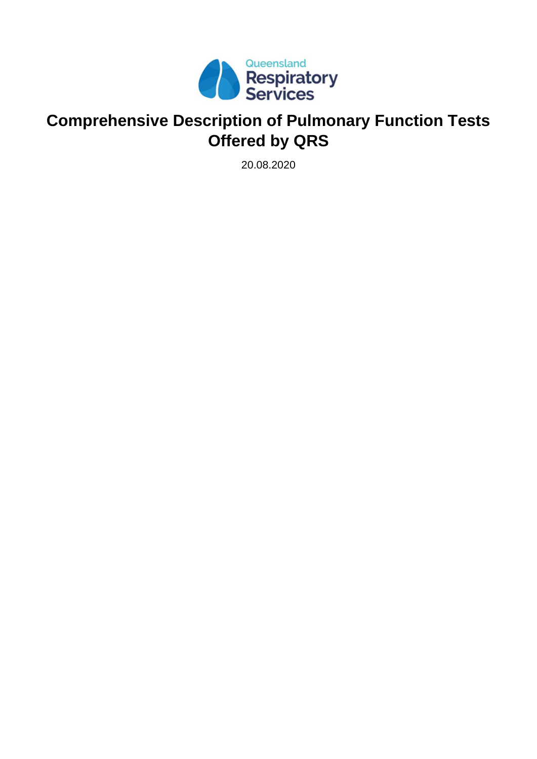Queensland Respiratory Services

# Comprehensive Description of Pulmonary Function Tests Offered by QRS

20.08.2020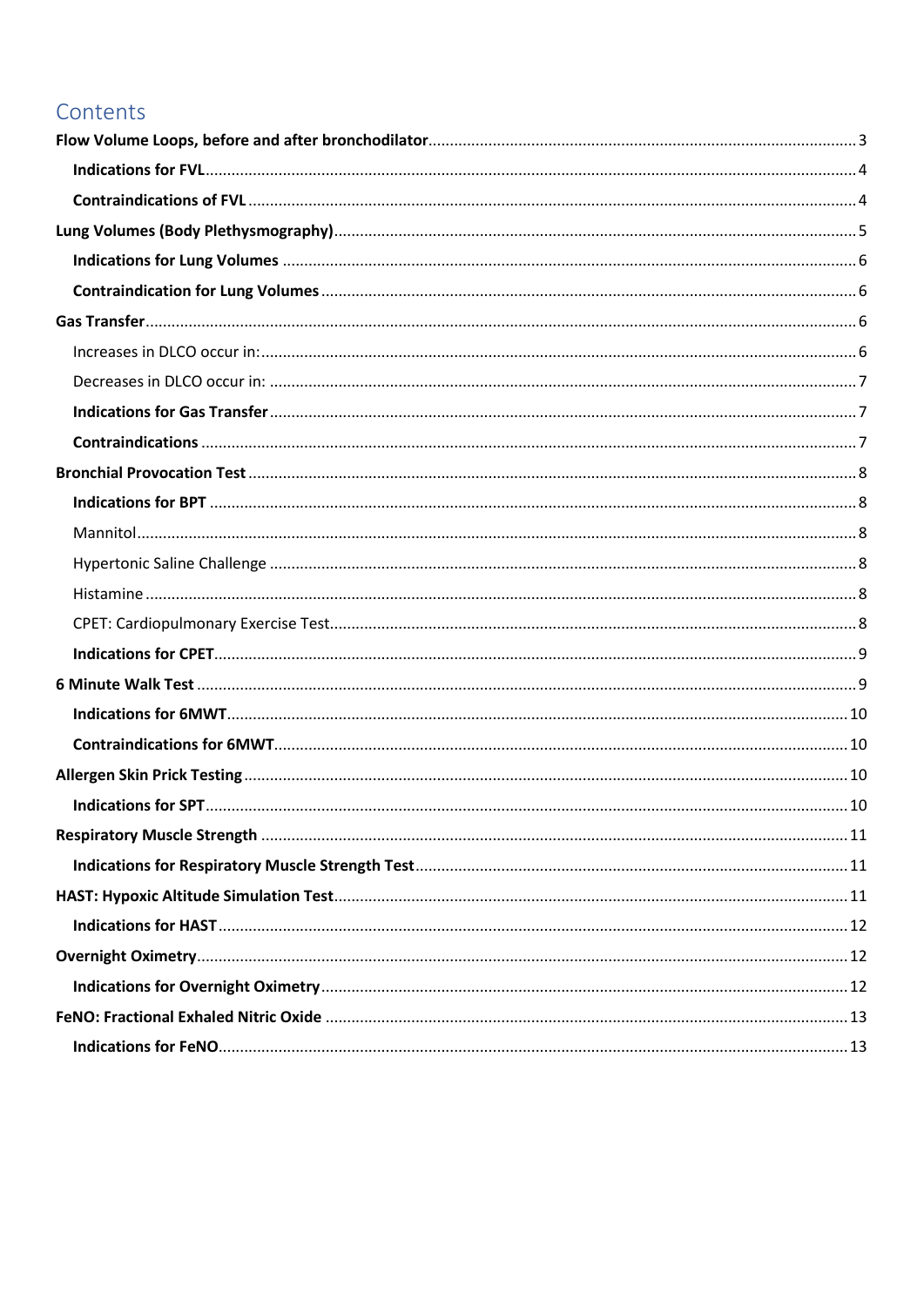# Contents

**Flow Volume Loops, before and after bronchodilator** .......... 3

- **Indications for FVL** .......... 4
- **Contraindications of FVL** .......... 4

**Lung Volumes (Body Plethysmography)** .......... 5

- **Indications for Lung Volumes** .......... 6
- **Contraindication for Lung Volumes** .......... 6

**Gas Transfer** .......... 6

- Increases in DLCO occur in: .......... 6
- Decreases in DLCO occur in: .......... 7
- **Indications for Gas Transfer** .......... 7
- **Contraindications** .......... 7

**Bronchial Provocation Test** .......... 8

- **Indications for BPT** .......... 8
- Mannitol .......... 8
- Hypertonic Saline Challenge .......... 8
- Histamine .......... 8
- CPET: Cardiopulmonary Exercise Test .......... 8
- **Indications for CPET** .......... 9

**6 Minute Walk Test** .......... 9

- **Indications for 6MWT** .......... 10
- **Contraindications for 6MWT** .......... 10

**Allergen Skin Prick Testing** .......... 10

- **Indications for SPT** .......... 10

**Respiratory Muscle Strength** .......... 11

- **Indications for Respiratory Muscle Strength Test** .......... 11

**HAST: Hypoxic Altitude Simulation Test** .......... 11

- **Indications for HAST** .......... 12

**Overnight Oximetry** .......... 12

- **Indications for Overnight Oximetry** .......... 12

**FeNO: Fractional Exhaled Nitric Oxide** .......... 13

- **Indications for FeNO** .......... 13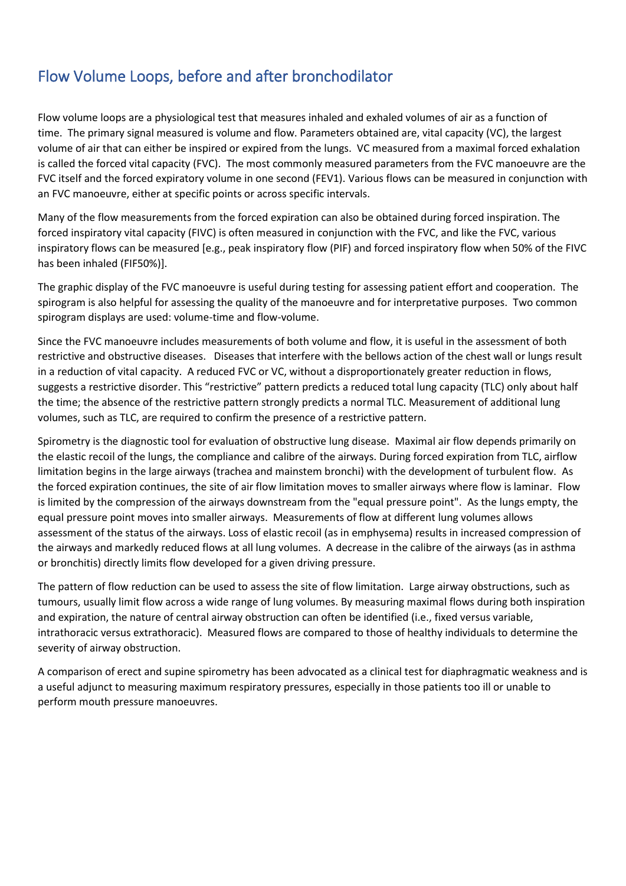## Flow Volume Loops, before and after bronchodilator

Flow volume loops are a physiological test that measures inhaled and exhaled volumes of air as a function of time. The primary signal measured is volume and flow. Parameters obtained are, vital capacity (VC), the largest volume of air that can either be inspired or expired from the lungs. VC measured from a maximal forced exhalation is called the forced vital capacity (FVC). The most commonly measured parameters from the FVC manoeuvre are the FVC itself and the forced expiratory volume in one second (FEV1). Various flows can be measured in conjunction with an FVC manoeuvre, either at specific points or across specific intervals.

Many of the flow measurements from the forced expiration can also be obtained during forced inspiration. The forced inspiratory vital capacity (FIVC) is often measured in conjunction with the FVC, and like the FVC, various inspiratory flows can be measured [e.g., peak inspiratory flow (PIF) and forced inspiratory flow when 50% of the FIVC has been inhaled (FIF50%)].

The graphic display of the FVC manoeuvre is useful during testing for assessing patient effort and cooperation. The spirogram is also helpful for assessing the quality of the manoeuvre and for interpretative purposes. Two common spirogram displays are used: volume-time and flow-volume.

Since the FVC manoeuvre includes measurements of both volume and flow, it is useful in the assessment of both restrictive and obstructive diseases. Diseases that interfere with the bellows action of the chest wall or lungs result in a reduction of vital capacity. A reduced FVC or VC, without a disproportionately greater reduction in flows, suggests a restrictive disorder. This "restrictive" pattern predicts a reduced total lung capacity (TLC) only about half the time; the absence of the restrictive pattern strongly predicts a normal TLC. Measurement of additional lung volumes, such as TLC, are required to confirm the presence of a restrictive pattern.

Spirometry is the diagnostic tool for evaluation of obstructive lung disease. Maximal air flow depends primarily on the elastic recoil of the lungs, the compliance and calibre of the airways. During forced expiration from TLC, airflow limitation begins in the large airways (trachea and mainstem bronchi) with the development of turbulent flow. As the forced expiration continues, the site of air flow limitation moves to smaller airways where flow is laminar. Flow is limited by the compression of the airways downstream from the "equal pressure point". As the lungs empty, the equal pressure point moves into smaller airways. Measurements of flow at different lung volumes allows assessment of the status of the airways. Loss of elastic recoil (as in emphysema) results in increased compression of the airways and markedly reduced flows at all lung volumes. A decrease in the calibre of the airways (as in asthma or bronchitis) directly limits flow developed for a given driving pressure.

The pattern of flow reduction can be used to assess the site of flow limitation. Large airway obstructions, such as tumours, usually limit flow across a wide range of lung volumes. By measuring maximal flows during both inspiration and expiration, the nature of central airway obstruction can often be identified (i.e., fixed versus variable, intrathoracic versus extrathoracic). Measured flows are compared to those of healthy individuals to determine the severity of airway obstruction.

A comparison of erect and supine spirometry has been advocated as a clinical test for diaphragmatic weakness and is a useful adjunct to measuring maximum respiratory pressures, especially in those patients too ill or unable to perform mouth pressure manoeuvres.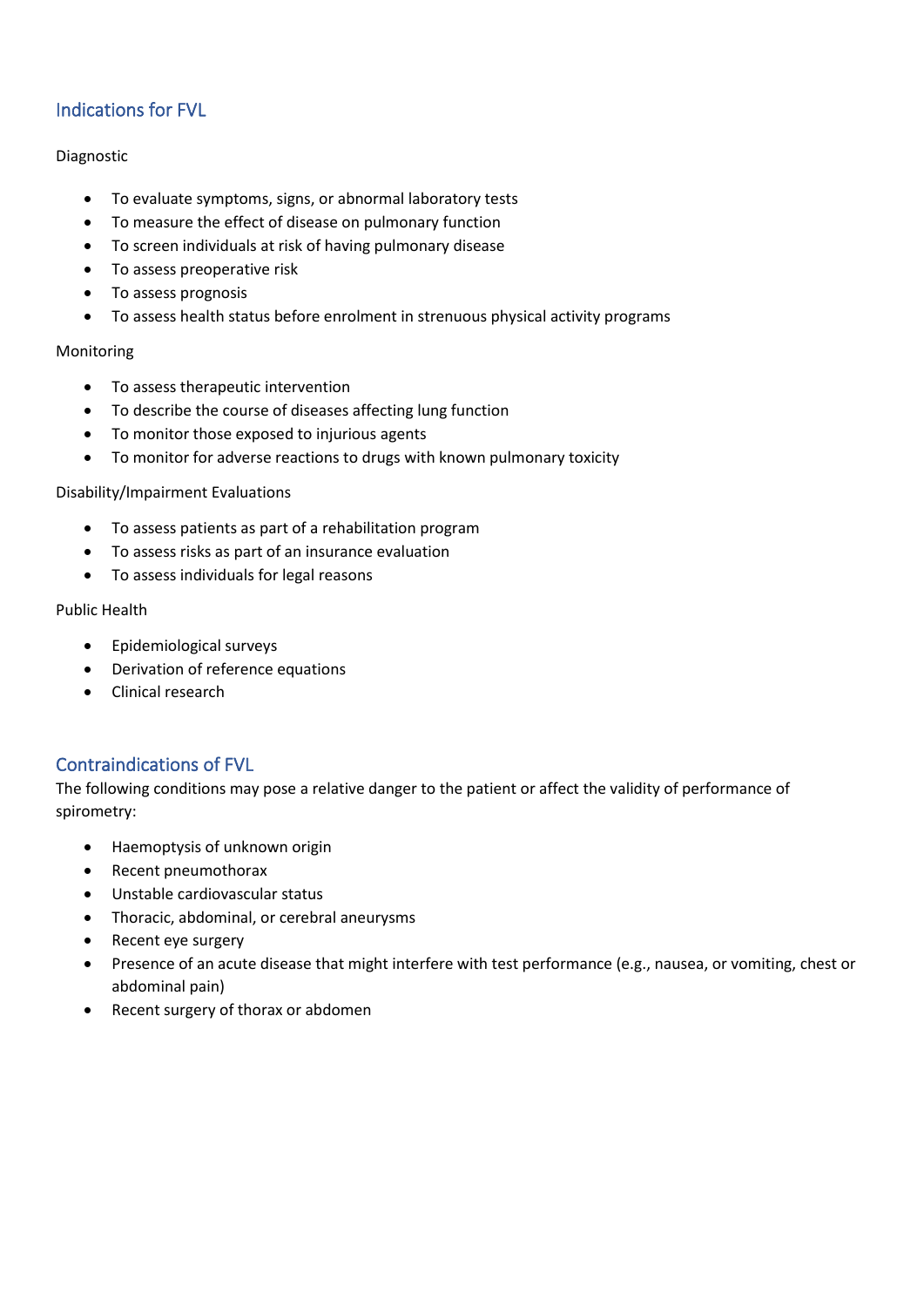## Indications for FVL

Diagnostic

- To evaluate symptoms, signs, or abnormal laboratory tests
- To measure the effect of disease on pulmonary function
- To screen individuals at risk of having pulmonary disease
- To assess preoperative risk
- To assess prognosis
- To assess health status before enrolment in strenuous physical activity programs

Monitoring

- To assess therapeutic intervention
- To describe the course of diseases affecting lung function
- To monitor those exposed to injurious agents
- To monitor for adverse reactions to drugs with known pulmonary toxicity

Disability/Impairment Evaluations

- To assess patients as part of a rehabilitation program
- To assess risks as part of an insurance evaluation
- To assess individuals for legal reasons

Public Health

- Epidemiological surveys
- Derivation of reference equations
- Clinical research

## Contraindications of FVL

The following conditions may pose a relative danger to the patient or affect the validity of performance of spirometry:

- Haemoptysis of unknown origin
- Recent pneumothorax
- Unstable cardiovascular status
- Thoracic, abdominal, or cerebral aneurysms
- Recent eye surgery
- Presence of an acute disease that might interfere with test performance (e.g., nausea, or vomiting, chest or abdominal pain)
- Recent surgery of thorax or abdomen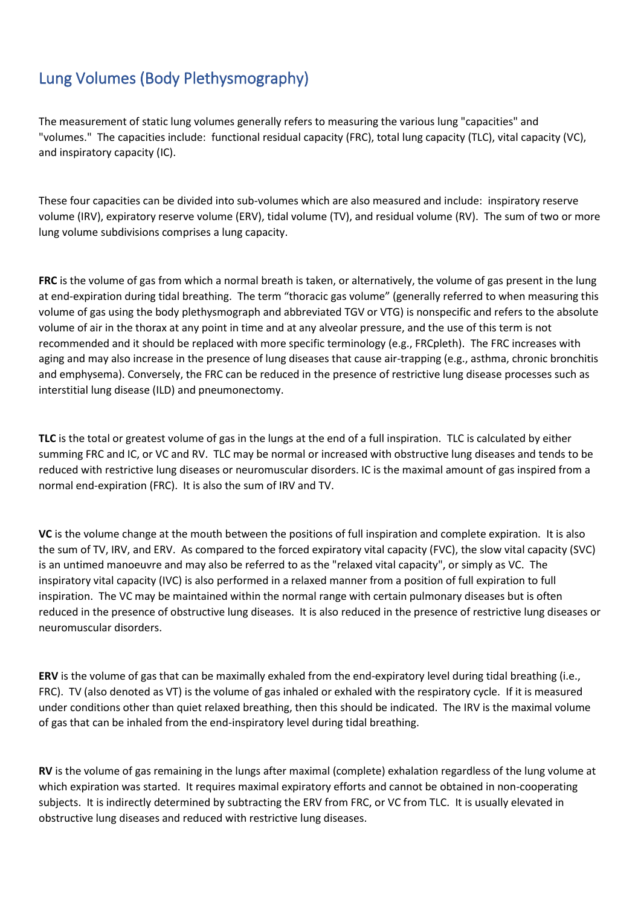# Lung Volumes (Body Plethysmography)

The measurement of static lung volumes generally refers to measuring the various lung "capacities" and "volumes." The capacities include: functional residual capacity (FRC), total lung capacity (TLC), vital capacity (VC), and inspiratory capacity (IC).

These four capacities can be divided into sub-volumes which are also measured and include: inspiratory reserve volume (IRV), expiratory reserve volume (ERV), tidal volume (TV), and residual volume (RV). The sum of two or more lung volume subdivisions comprises a lung capacity.

**FRC** is the volume of gas from which a normal breath is taken, or alternatively, the volume of gas present in the lung at end-expiration during tidal breathing. The term "thoracic gas volume" (generally referred to when measuring this volume of gas using the body plethysmograph and abbreviated TGV or VTG) is nonspecific and refers to the absolute volume of air in the thorax at any point in time and at any alveolar pressure, and the use of this term is not recommended and it should be replaced with more specific terminology (e.g., FRCpleth). The FRC increases with aging and may also increase in the presence of lung diseases that cause air-trapping (e.g., asthma, chronic bronchitis and emphysema). Conversely, the FRC can be reduced in the presence of restrictive lung disease processes such as interstitial lung disease (ILD) and pneumonectomy.

**TLC** is the total or greatest volume of gas in the lungs at the end of a full inspiration. TLC is calculated by either summing FRC and IC, or VC and RV. TLC may be normal or increased with obstructive lung diseases and tends to be reduced with restrictive lung diseases or neuromuscular disorders. IC is the maximal amount of gas inspired from a normal end-expiration (FRC). It is also the sum of IRV and TV.

**VC** is the volume change at the mouth between the positions of full inspiration and complete expiration. It is also the sum of TV, IRV, and ERV. As compared to the forced expiratory vital capacity (FVC), the slow vital capacity (SVC) is an untimed manoeuvre and may also be referred to as the "relaxed vital capacity", or simply as VC. The inspiratory vital capacity (IVC) is also performed in a relaxed manner from a position of full expiration to full inspiration. The VC may be maintained within the normal range with certain pulmonary diseases but is often reduced in the presence of obstructive lung diseases. It is also reduced in the presence of restrictive lung diseases or neuromuscular disorders.

**ERV** is the volume of gas that can be maximally exhaled from the end-expiratory level during tidal breathing (i.e., FRC). TV (also denoted as VT) is the volume of gas inhaled or exhaled with the respiratory cycle. If it is measured under conditions other than quiet relaxed breathing, then this should be indicated. The IRV is the maximal volume of gas that can be inhaled from the end-inspiratory level during tidal breathing.

**RV** is the volume of gas remaining in the lungs after maximal (complete) exhalation regardless of the lung volume at which expiration was started. It requires maximal expiratory efforts and cannot be obtained in non-cooperating subjects. It is indirectly determined by subtracting the ERV from FRC, or VC from TLC. It is usually elevated in obstructive lung diseases and reduced with restrictive lung diseases.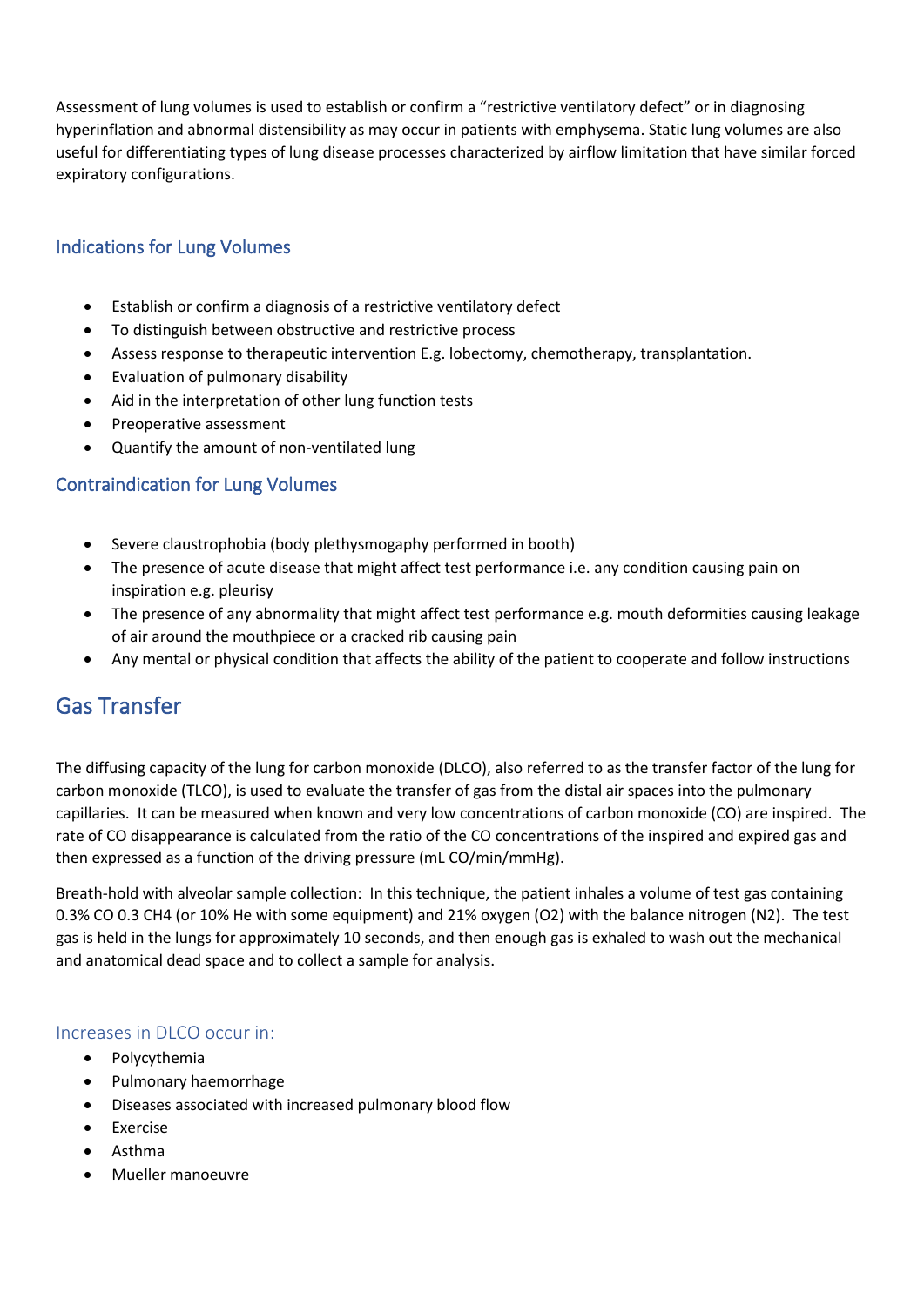Assessment of lung volumes is used to establish or confirm a "restrictive ventilatory defect" or in diagnosing hyperinflation and abnormal distensibility as may occur in patients with emphysema. Static lung volumes are also useful for differentiating types of lung disease processes characterized by airflow limitation that have similar forced expiratory configurations.

### Indications for Lung Volumes

- Establish or confirm a diagnosis of a restrictive ventilatory defect
- To distinguish between obstructive and restrictive process
- Assess response to therapeutic intervention E.g. lobectomy, chemotherapy, transplantation.
- Evaluation of pulmonary disability
- Aid in the interpretation of other lung function tests
- Preoperative assessment
- Quantify the amount of non-ventilated lung

### Contraindication for Lung Volumes

- Severe claustrophobia (body plethysmogaphy performed in booth)
- The presence of acute disease that might affect test performance i.e. any condition causing pain on inspiration e.g. pleurisy
- The presence of any abnormality that might affect test performance e.g. mouth deformities causing leakage of air around the mouthpiece or a cracked rib causing pain
- Any mental or physical condition that affects the ability of the patient to cooperate and follow instructions

## Gas Transfer

The diffusing capacity of the lung for carbon monoxide (DLCO), also referred to as the transfer factor of the lung for carbon monoxide (TLCO), is used to evaluate the transfer of gas from the distal air spaces into the pulmonary capillaries. It can be measured when known and very low concentrations of carbon monoxide (CO) are inspired. The rate of CO disappearance is calculated from the ratio of the CO concentrations of the inspired and expired gas and then expressed as a function of the driving pressure (mL CO/min/mmHg).

Breath-hold with alveolar sample collection: In this technique, the patient inhales a volume of test gas containing 0.3% CO 0.3 $CH_4$ (or 10% He with some equipment) and 21% oxygen ($O_2$) with the balance nitrogen ($N_2$). The test gas is held in the lungs for approximately 10 seconds, and then enough gas is exhaled to wash out the mechanical and anatomical dead space and to collect a sample for analysis.

### Increases in DLCO occur in:

- Polycythemia
- Pulmonary haemorrhage
- Diseases associated with increased pulmonary blood flow
- Exercise
- Asthma
- Mueller manoeuvre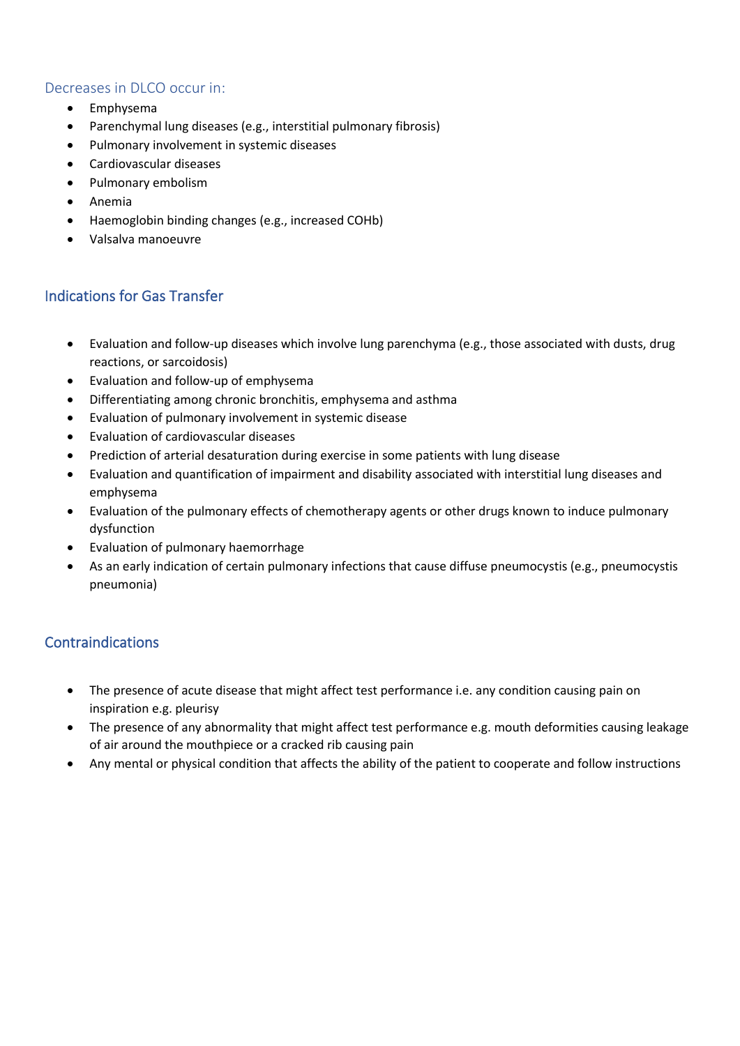### Decreases in DLCO occur in:

- Emphysema
- Parenchymal lung diseases (e.g., interstitial pulmonary fibrosis)
- Pulmonary involvement in systemic diseases
- Cardiovascular diseases
- Pulmonary embolism
- Anemia
- Haemoglobin binding changes (e.g., increased COHb)
- Valsalva manoeuvre

## Indications for Gas Transfer

- Evaluation and follow-up diseases which involve lung parenchyma (e.g., those associated with dusts, drug reactions, or sarcoidosis)
- Evaluation and follow-up of emphysema
- Differentiating among chronic bronchitis, emphysema and asthma
- Evaluation of pulmonary involvement in systemic disease
- Evaluation of cardiovascular diseases
- Prediction of arterial desaturation during exercise in some patients with lung disease
- Evaluation and quantification of impairment and disability associated with interstitial lung diseases and emphysema
- Evaluation of the pulmonary effects of chemotherapy agents or other drugs known to induce pulmonary dysfunction
- Evaluation of pulmonary haemorrhage
- As an early indication of certain pulmonary infections that cause diffuse pneumocystis (e.g., pneumocystis pneumonia)

## Contraindications

- The presence of acute disease that might affect test performance i.e. any condition causing pain on inspiration e.g. pleurisy
- The presence of any abnormality that might affect test performance e.g. mouth deformities causing leakage of air around the mouthpiece or a cracked rib causing pain
- Any mental or physical condition that affects the ability of the patient to cooperate and follow instructions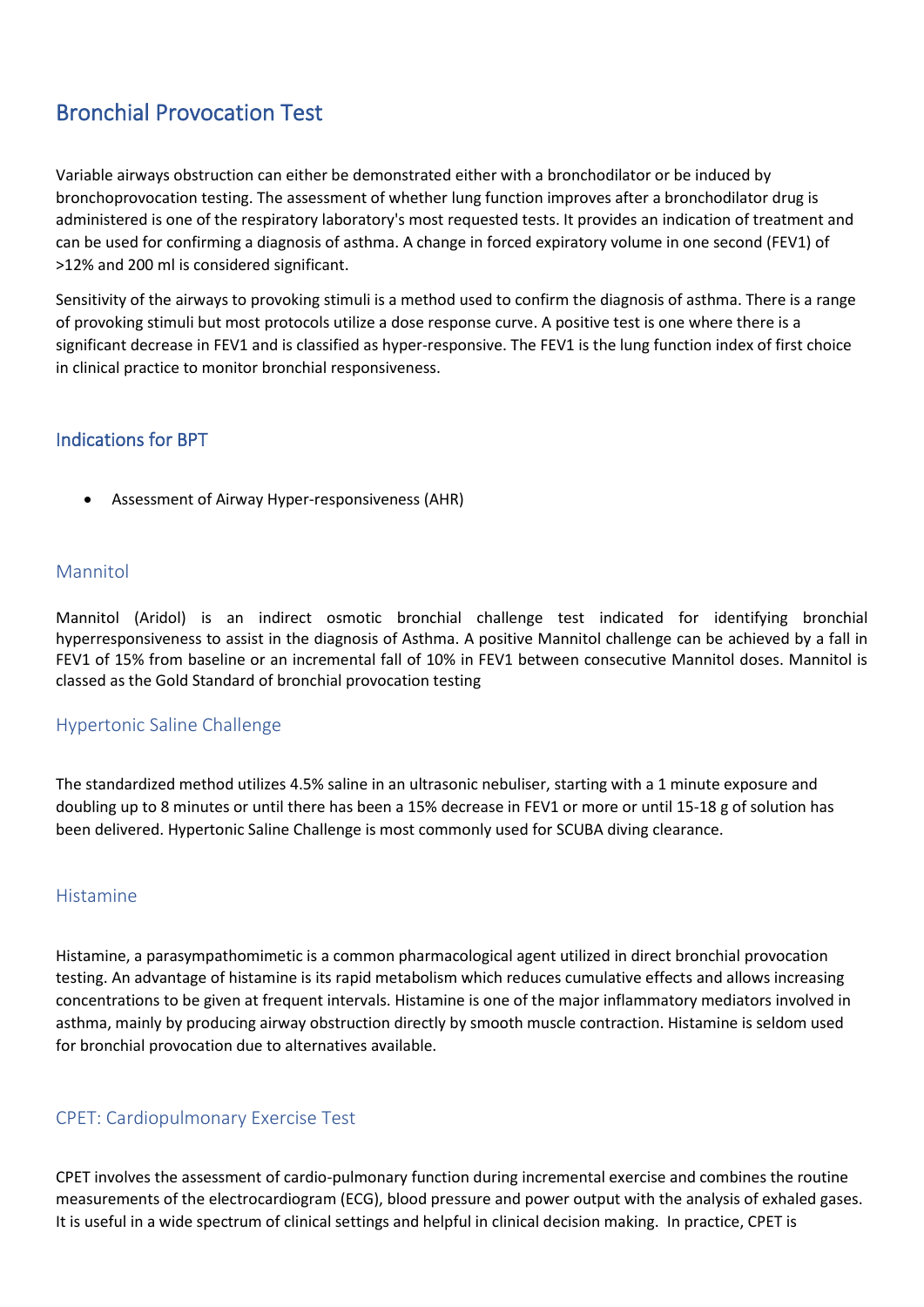# Bronchial Provocation Test

Variable airways obstruction can either be demonstrated either with a bronchodilator or be induced by bronchoprovocation testing. The assessment of whether lung function improves after a bronchodilator drug is administered is one of the respiratory laboratory's most requested tests. It provides an indication of treatment and can be used for confirming a diagnosis of asthma. A change in forced expiratory volume in one second (FEV1) of >12% and 200 ml is considered significant.

Sensitivity of the airways to provoking stimuli is a method used to confirm the diagnosis of asthma. There is a range of provoking stimuli but most protocols utilize a dose response curve. A positive test is one where there is a significant decrease in FEV1 and is classified as hyper-responsive. The FEV1 is the lung function index of first choice in clinical practice to monitor bronchial responsiveness.

## Indications for BPT

- Assessment of Airway Hyper-responsiveness (AHR)

### Mannitol

Mannitol (Aridol) is an indirect osmotic bronchial challenge test indicated for identifying bronchial hyperresponsiveness to assist in the diagnosis of Asthma. A positive Mannitol challenge can be achieved by a fall in FEV1 of 15% from baseline or an incremental fall of 10% in FEV1 between consecutive Mannitol doses. Mannitol is classed as the Gold Standard of bronchial provocation testing

### Hypertonic Saline Challenge

The standardized method utilizes 4.5% saline in an ultrasonic nebuliser, starting with a 1 minute exposure and doubling up to 8 minutes or until there has been a 15% decrease in FEV1 or more or until 15-18 g of solution has been delivered. Hypertonic Saline Challenge is most commonly used for SCUBA diving clearance.

### Histamine

Histamine, a parasympathomimetic is a common pharmacological agent utilized in direct bronchial provocation testing. An advantage of histamine is its rapid metabolism which reduces cumulative effects and allows increasing concentrations to be given at frequent intervals. Histamine is one of the major inflammatory mediators involved in asthma, mainly by producing airway obstruction directly by smooth muscle contraction. Histamine is seldom used for bronchial provocation due to alternatives available.

### CPET: Cardiopulmonary Exercise Test

CPET involves the assessment of cardio-pulmonary function during incremental exercise and combines the routine measurements of the electrocardiogram (ECG), blood pressure and power output with the analysis of exhaled gases. It is useful in a wide spectrum of clinical settings and helpful in clinical decision making. In practice, CPET is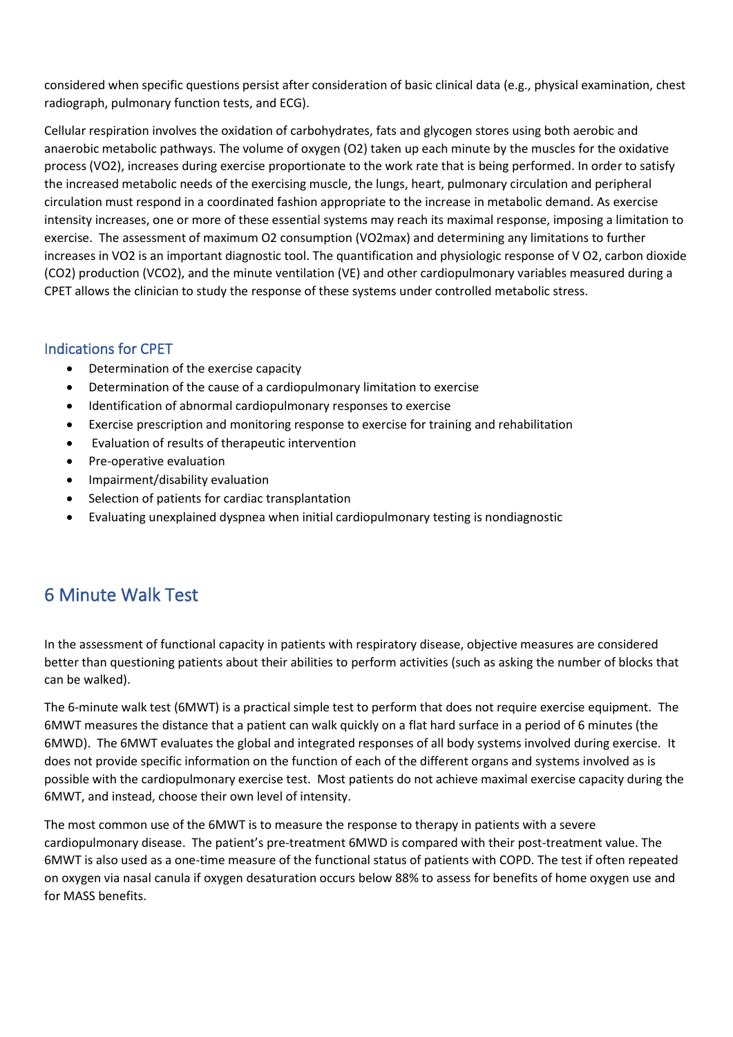considered when specific questions persist after consideration of basic clinical data (e.g., physical examination, chest radiograph, pulmonary function tests, and ECG).

Cellular respiration involves the oxidation of carbohydrates, fats and glycogen stores using both aerobic and anaerobic metabolic pathways. The volume of oxygen ($O_2$) taken up each minute by the muscles for the oxidative process ($VO_2$), increases during exercise proportionate to the work rate that is being performed. In order to satisfy the increased metabolic needs of the exercising muscle, the lungs, heart, pulmonary circulation and peripheral circulation must respond in a coordinated fashion appropriate to the increase in metabolic demand. As exercise intensity increases, one or more of these essential systems may reach its maximal response, imposing a limitation to exercise. The assessment of maximum $O_2$ consumption ($VO_2max$) and determining any limitations to further increases in $VO_2$ is an important diagnostic tool. The quantification and physiologic response of $V\,O_2$, carbon dioxide ($CO_2$) production ($VCO_2$), and the minute ventilation (VE) and other cardiopulmonary variables measured during a CPET allows the clinician to study the response of these systems under controlled metabolic stress.

## Indications for CPET

- Determination of the exercise capacity
- Determination of the cause of a cardiopulmonary limitation to exercise
- Identification of abnormal cardiopulmonary responses to exercise
- Exercise prescription and monitoring response to exercise for training and rehabilitation
- Evaluation of results of therapeutic intervention
- Pre-operative evaluation
- Impairment/disability evaluation
- Selection of patients for cardiac transplantation
- Evaluating unexplained dyspnea when initial cardiopulmonary testing is nondiagnostic

# 6 Minute Walk Test

In the assessment of functional capacity in patients with respiratory disease, objective measures are considered better than questioning patients about their abilities to perform activities (such as asking the number of blocks that can be walked).

The 6-minute walk test (6MWT) is a practical simple test to perform that does not require exercise equipment. The 6MWT measures the distance that a patient can walk quickly on a flat hard surface in a period of 6 minutes (the 6MWD). The 6MWT evaluates the global and integrated responses of all body systems involved during exercise. It does not provide specific information on the function of each of the different organs and systems involved as is possible with the cardiopulmonary exercise test. Most patients do not achieve maximal exercise capacity during the 6MWT, and instead, choose their own level of intensity.

The most common use of the 6MWT is to measure the response to therapy in patients with a severe cardiopulmonary disease. The patient's pre-treatment 6MWD is compared with their post-treatment value. The 6MWT is also used as a one-time measure of the functional status of patients with COPD. The test if often repeated on oxygen via nasal canula if oxygen desaturation occurs below 88% to assess for benefits of home oxygen use and for MASS benefits.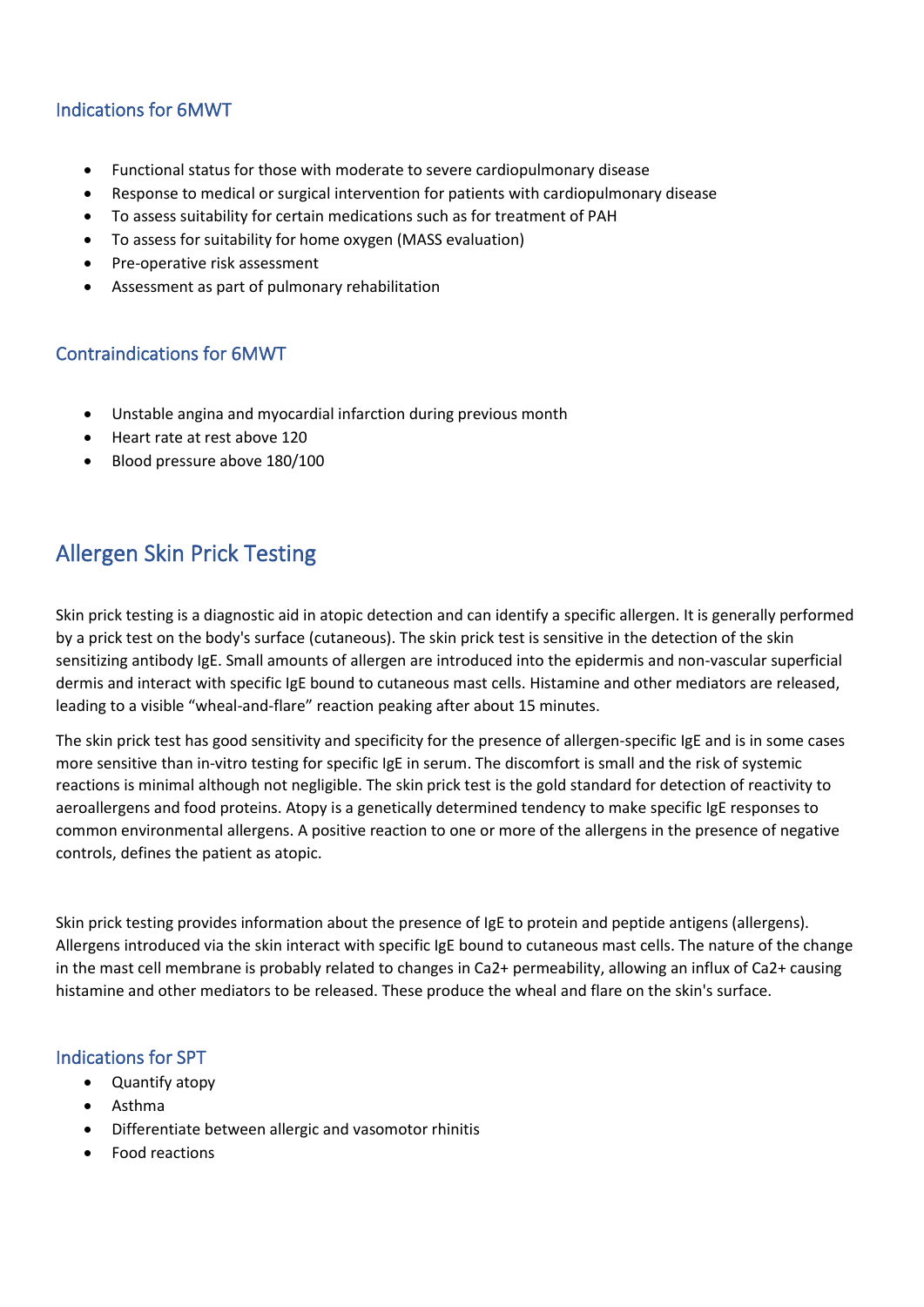### Indications for 6MWT

- Functional status for those with moderate to severe cardiopulmonary disease
- Response to medical or surgical intervention for patients with cardiopulmonary disease
- To assess suitability for certain medications such as for treatment of PAH
- To assess for suitability for home oxygen (MASS evaluation)
- Pre-operative risk assessment
- Assessment as part of pulmonary rehabilitation

### Contraindications for 6MWT

- Unstable angina and myocardial infarction during previous month
- Heart rate at rest above 120
- Blood pressure above 180/100

## Allergen Skin Prick Testing

Skin prick testing is a diagnostic aid in atopic detection and can identify a specific allergen. It is generally performed by a prick test on the body's surface (cutaneous). The skin prick test is sensitive in the detection of the skin sensitizing antibody IgE. Small amounts of allergen are introduced into the epidermis and non-vascular superficial dermis and interact with specific IgE bound to cutaneous mast cells. Histamine and other mediators are released, leading to a visible "wheal-and-flare" reaction peaking after about 15 minutes.

The skin prick test has good sensitivity and specificity for the presence of allergen-specific IgE and is in some cases more sensitive than in-vitro testing for specific IgE in serum. The discomfort is small and the risk of systemic reactions is minimal although not negligible. The skin prick test is the gold standard for detection of reactivity to aeroallergens and food proteins. Atopy is a genetically determined tendency to make specific IgE responses to common environmental allergens. A positive reaction to one or more of the allergens in the presence of negative controls, defines the patient as atopic.

Skin prick testing provides information about the presence of IgE to protein and peptide antigens (allergens). Allergens introduced via the skin interact with specific IgE bound to cutaneous mast cells. The nature of the change in the mast cell membrane is probably related to changes in $Ca^{2+}$ permeability, allowing an influx of $Ca^{2+}$ causing histamine and other mediators to be released. These produce the wheal and flare on the skin's surface.

### Indications for SPT

- Quantify atopy
- Asthma
- Differentiate between allergic and vasomotor rhinitis
- Food reactions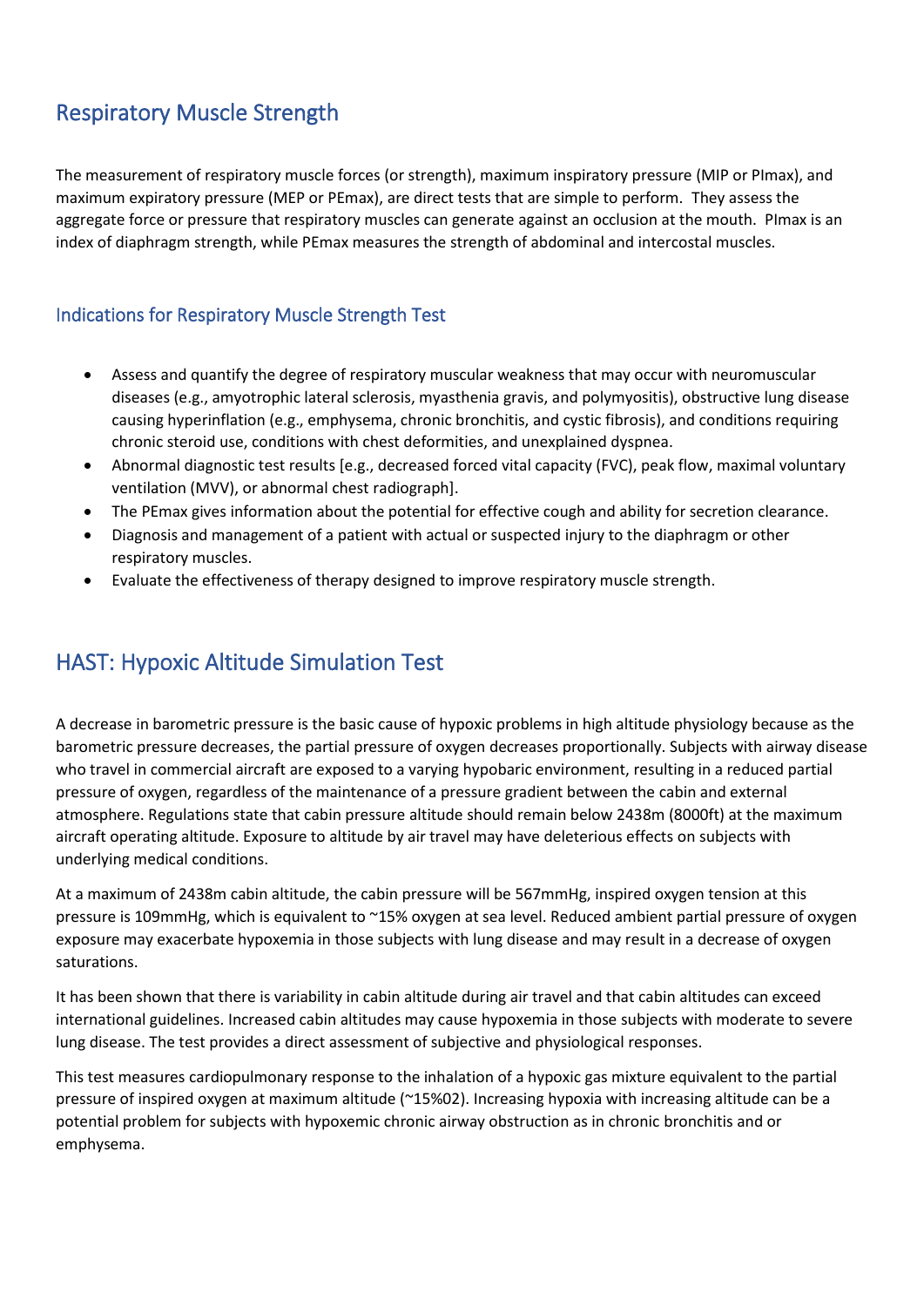## Respiratory Muscle Strength

The measurement of respiratory muscle forces (or strength), maximum inspiratory pressure (MIP or PImax), and maximum expiratory pressure (MEP or PEmax), are direct tests that are simple to perform. They assess the aggregate force or pressure that respiratory muscles can generate against an occlusion at the mouth. PImax is an index of diaphragm strength, while PEmax measures the strength of abdominal and intercostal muscles.

### Indications for Respiratory Muscle Strength Test

- Assess and quantify the degree of respiratory muscular weakness that may occur with neuromuscular diseases (e.g., amyotrophic lateral sclerosis, myasthenia gravis, and polymyositis), obstructive lung disease causing hyperinflation (e.g., emphysema, chronic bronchitis, and cystic fibrosis), and conditions requiring chronic steroid use, conditions with chest deformities, and unexplained dyspnea.
- Abnormal diagnostic test results [e.g., decreased forced vital capacity (FVC), peak flow, maximal voluntary ventilation (MVV), or abnormal chest radiograph].
- The PEmax gives information about the potential for effective cough and ability for secretion clearance.
- Diagnosis and management of a patient with actual or suspected injury to the diaphragm or other respiratory muscles.
- Evaluate the effectiveness of therapy designed to improve respiratory muscle strength.

## HAST: Hypoxic Altitude Simulation Test

A decrease in barometric pressure is the basic cause of hypoxic problems in high altitude physiology because as the barometric pressure decreases, the partial pressure of oxygen decreases proportionally. Subjects with airway disease who travel in commercial aircraft are exposed to a varying hypobaric environment, resulting in a reduced partial pressure of oxygen, regardless of the maintenance of a pressure gradient between the cabin and external atmosphere. Regulations state that cabin pressure altitude should remain below 2438m (8000ft) at the maximum aircraft operating altitude. Exposure to altitude by air travel may have deleterious effects on subjects with underlying medical conditions.

At a maximum of 2438m cabin altitude, the cabin pressure will be 567mmHg, inspired oxygen tension at this pressure is 109mmHg, which is equivalent to ~15% oxygen at sea level. Reduced ambient partial pressure of oxygen exposure may exacerbate hypoxemia in those subjects with lung disease and may result in a decrease of oxygen saturations.

It has been shown that there is variability in cabin altitude during air travel and that cabin altitudes can exceed international guidelines. Increased cabin altitudes may cause hypoxemia in those subjects with moderate to severe lung disease. The test provides a direct assessment of subjective and physiological responses.

This test measures cardiopulmonary response to the inhalation of a hypoxic gas mixture equivalent to the partial pressure of inspired oxygen at maximum altitude (~15%02). Increasing hypoxia with increasing altitude can be a potential problem for subjects with hypoxemic chronic airway obstruction as in chronic bronchitis and or emphysema.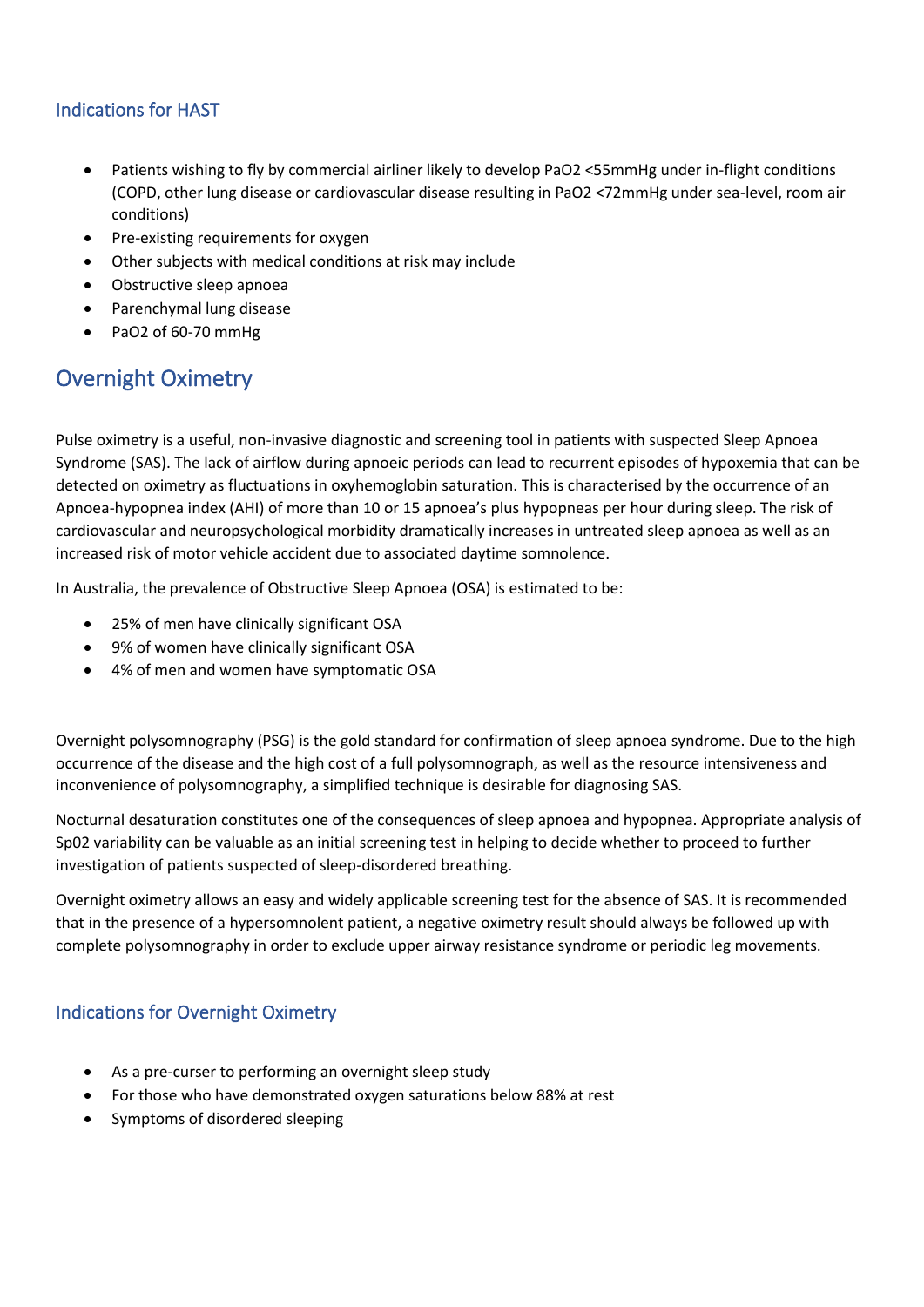### Indications for HAST

- Patients wishing to fly by commercial airliner likely to develop $PaO_2$ <55mmHg under in-flight conditions (COPD, other lung disease or cardiovascular disease resulting in $PaO_2$ <72mmHg under sea-level, room air conditions)
- Pre-existing requirements for oxygen
- Other subjects with medical conditions at risk may include
- Obstructive sleep apnoea
- Parenchymal lung disease
- $PaO_2$ of 60-70 mmHg

## Overnight Oximetry

Pulse oximetry is a useful, non-invasive diagnostic and screening tool in patients with suspected Sleep Apnoea Syndrome (SAS). The lack of airflow during apnoeic periods can lead to recurrent episodes of hypoxemia that can be detected on oximetry as fluctuations in oxyhemoglobin saturation. This is characterised by the occurrence of an Apnoea-hypopnea index (AHI) of more than 10 or 15 apnoea's plus hypopneas per hour during sleep. The risk of cardiovascular and neuropsychological morbidity dramatically increases in untreated sleep apnoea as well as an increased risk of motor vehicle accident due to associated daytime somnolence.

In Australia, the prevalence of Obstructive Sleep Apnoea (OSA) is estimated to be:

- 25% of men have clinically significant OSA
- 9% of women have clinically significant OSA
- 4% of men and women have symptomatic OSA

Overnight polysomnography (PSG) is the gold standard for confirmation of sleep apnoea syndrome. Due to the high occurrence of the disease and the high cost of a full polysomnograph, as well as the resource intensiveness and inconvenience of polysomnography, a simplified technique is desirable for diagnosing SAS.

Nocturnal desaturation constitutes one of the consequences of sleep apnoea and hypopnea. Appropriate analysis of $SpO_2$ variability can be valuable as an initial screening test in helping to decide whether to proceed to further investigation of patients suspected of sleep-disordered breathing.

Overnight oximetry allows an easy and widely applicable screening test for the absence of SAS. It is recommended that in the presence of a hypersomnolent patient, a negative oximetry result should always be followed up with complete polysomnography in order to exclude upper airway resistance syndrome or periodic leg movements.

### Indications for Overnight Oximetry

- As a pre-curser to performing an overnight sleep study
- For those who have demonstrated oxygen saturations below 88% at rest
- Symptoms of disordered sleeping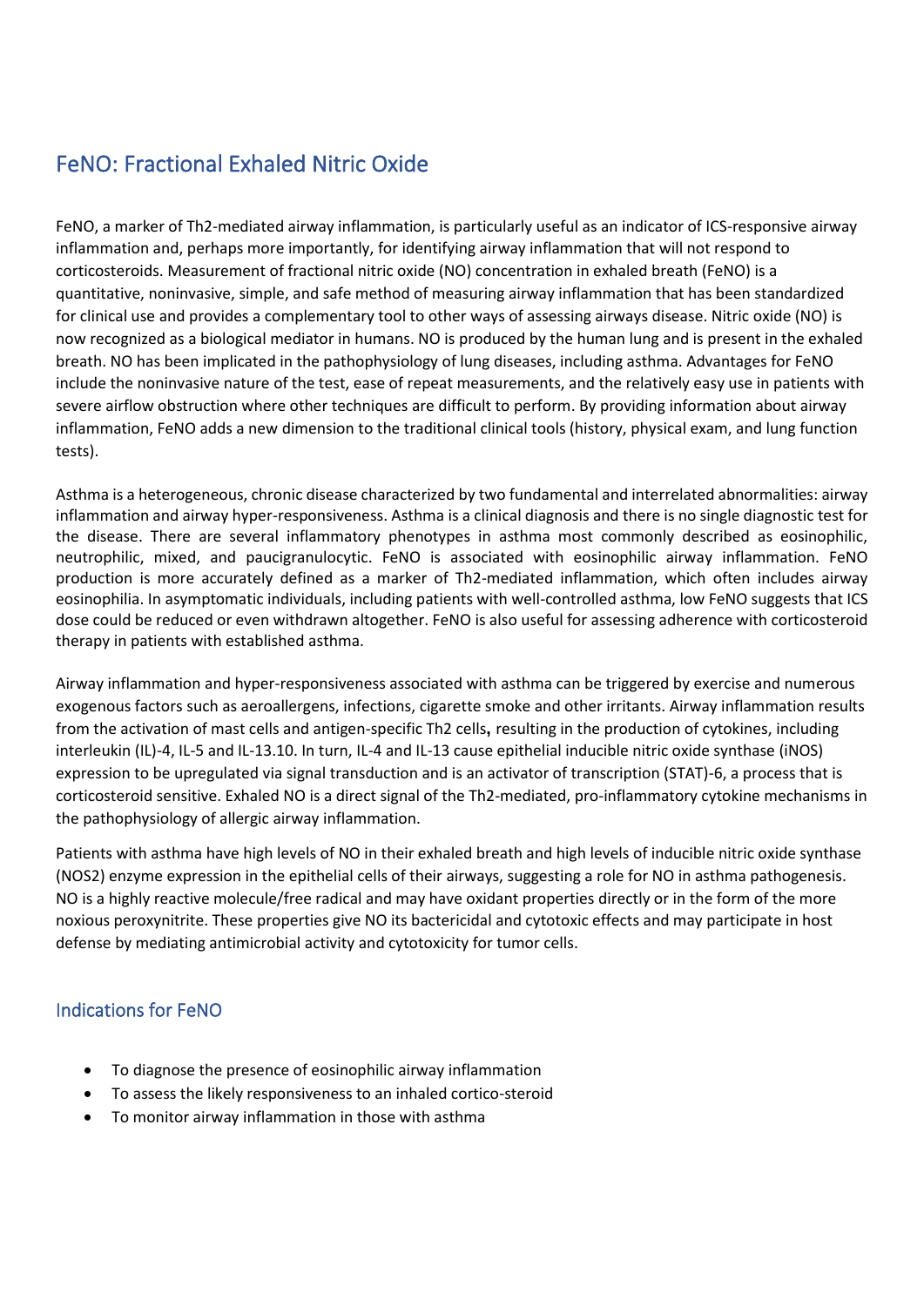# FeNO: Fractional Exhaled Nitric Oxide

FeNO, a marker of Th2-mediated airway inflammation, is particularly useful as an indicator of ICS-responsive airway inflammation and, perhaps more importantly, for identifying airway inflammation that will not respond to corticosteroids. Measurement of fractional nitric oxide (NO) concentration in exhaled breath (FeNO) is a quantitative, noninvasive, simple, and safe method of measuring airway inflammation that has been standardized for clinical use and provides a complementary tool to other ways of assessing airways disease. Nitric oxide (NO) is now recognized as a biological mediator in humans. NO is produced by the human lung and is present in the exhaled breath. NO has been implicated in the pathophysiology of lung diseases, including asthma. Advantages for FeNO include the noninvasive nature of the test, ease of repeat measurements, and the relatively easy use in patients with severe airflow obstruction where other techniques are difficult to perform. By providing information about airway inflammation, FeNO adds a new dimension to the traditional clinical tools (history, physical exam, and lung function tests).

Asthma is a heterogeneous, chronic disease characterized by two fundamental and interrelated abnormalities: airway inflammation and airway hyper-responsiveness. Asthma is a clinical diagnosis and there is no single diagnostic test for the disease. There are several inflammatory phenotypes in asthma most commonly described as eosinophilic, neutrophilic, mixed, and paucigranulocytic. FeNO is associated with eosinophilic airway inflammation. FeNO production is more accurately defined as a marker of Th2-mediated inflammation, which often includes airway eosinophilia. In asymptomatic individuals, including patients with well-controlled asthma, low FeNO suggests that ICS dose could be reduced or even withdrawn altogether. FeNO is also useful for assessing adherence with corticosteroid therapy in patients with established asthma.

Airway inflammation and hyper-responsiveness associated with asthma can be triggered by exercise and numerous exogenous factors such as aeroallergens, infections, cigarette smoke and other irritants. Airway inflammation results from the activation of mast cells and antigen-specific Th2 cells**,** resulting in the production of cytokines, including interleukin (IL)-4, IL-5 and IL-13.10. In turn, IL-4 and IL-13 cause epithelial inducible nitric oxide synthase (iNOS) expression to be upregulated via signal transduction and is an activator of transcription (STAT)-6, a process that is corticosteroid sensitive. Exhaled NO is a direct signal of the Th2-mediated, pro-inflammatory cytokine mechanisms in the pathophysiology of allergic airway inflammation.

Patients with asthma have high levels of NO in their exhaled breath and high levels of inducible nitric oxide synthase (NOS2) enzyme expression in the epithelial cells of their airways, suggesting a role for NO in asthma pathogenesis. NO is a highly reactive molecule/free radical and may have oxidant properties directly or in the form of the more noxious peroxynitrite. These properties give NO its bactericidal and cytotoxic effects and may participate in host defense by mediating antimicrobial activity and cytotoxicity for tumor cells.

## Indications for FeNO

- To diagnose the presence of eosinophilic airway inflammation
- To assess the likely responsiveness to an inhaled cortico-steroid
- To monitor airway inflammation in those with asthma